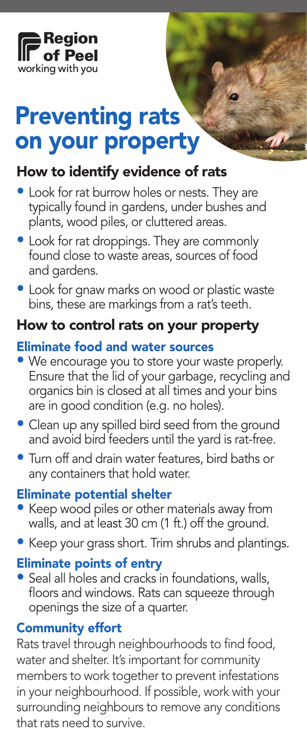Region of Peel
working with you

# Preventing rats on your property

## How to identify evidence of rats

- Look for rat burrow holes or nests. They are typically found in gardens, under bushes and plants, wood piles, or cluttered areas.
- Look for rat droppings. They are commonly found close to waste areas, sources of food and gardens.
- Look for gnaw marks on wood or plastic waste bins, these are markings from a rat's teeth.

## How to control rats on your property

### Eliminate food and water sources

- We encourage you to store your waste properly. Ensure that the lid of your garbage, recycling and organics bin is closed at all times and your bins are in good condition (e.g. no holes).
- Clean up any spilled bird seed from the ground and avoid bird feeders until the yard is rat-free.
- Turn off and drain water features, bird baths or any containers that hold water.

### Eliminate potential shelter

- Keep wood piles or other materials away from walls, and at least 30 cm (1 ft.) off the ground.
- Keep your grass short. Trim shrubs and plantings.

### Eliminate points of entry

- Seal all holes and cracks in foundations, walls, floors and windows. Rats can squeeze through openings the size of a quarter.

### Community effort

Rats travel through neighbourhoods to find food, water and shelter. It's important for community members to work together to prevent infestations in your neighbourhood. If possible, work with your surrounding neighbours to remove any conditions that rats need to survive.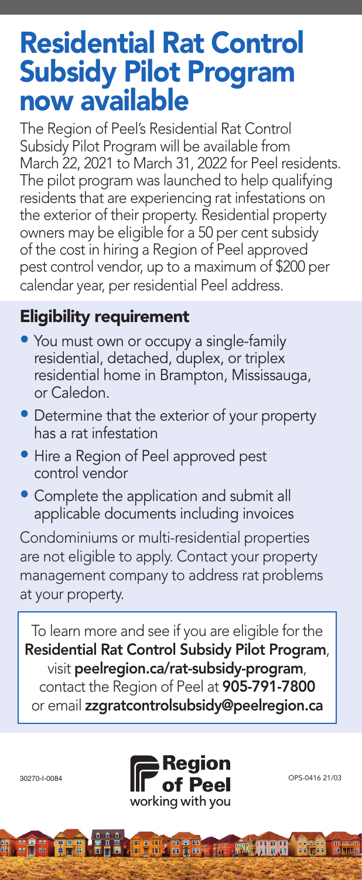# Residential Rat Control Subsidy Pilot Program now available

The Region of Peel's Residential Rat Control Subsidy Pilot Program will be available from March 22, 2021 to March 31, 2022 for Peel residents. The pilot program was launched to help qualifying residents that are experiencing rat infestations on the exterior of their property. Residential property owners may be eligible for a 50 per cent subsidy of the cost in hiring a Region of Peel approved pest control vendor, up to a maximum of $200 per calendar year, per residential Peel address.

## Eligibility requirement

- You must own or occupy a single-family residential, detached, duplex, or triplex residential home in Brampton, Mississauga, or Caledon.
- Determine that the exterior of your property has a rat infestation
- Hire a Region of Peel approved pest control vendor
- Complete the application and submit all applicable documents including invoices

Condominiums or multi-residential properties are not eligible to apply. Contact your property management company to address rat problems at your property.

To learn more and see if you are eligible for the **Residential Rat Control Subsidy Pilot Program**, visit **peelregion.ca/rat-subsidy-program**, contact the Region of Peel at **905-791-7800** or email **zzgratcontrolsubsidy@peelregion.ca**

30270-I-0084

Region of Peel
working with you

OPS-0416 21/03